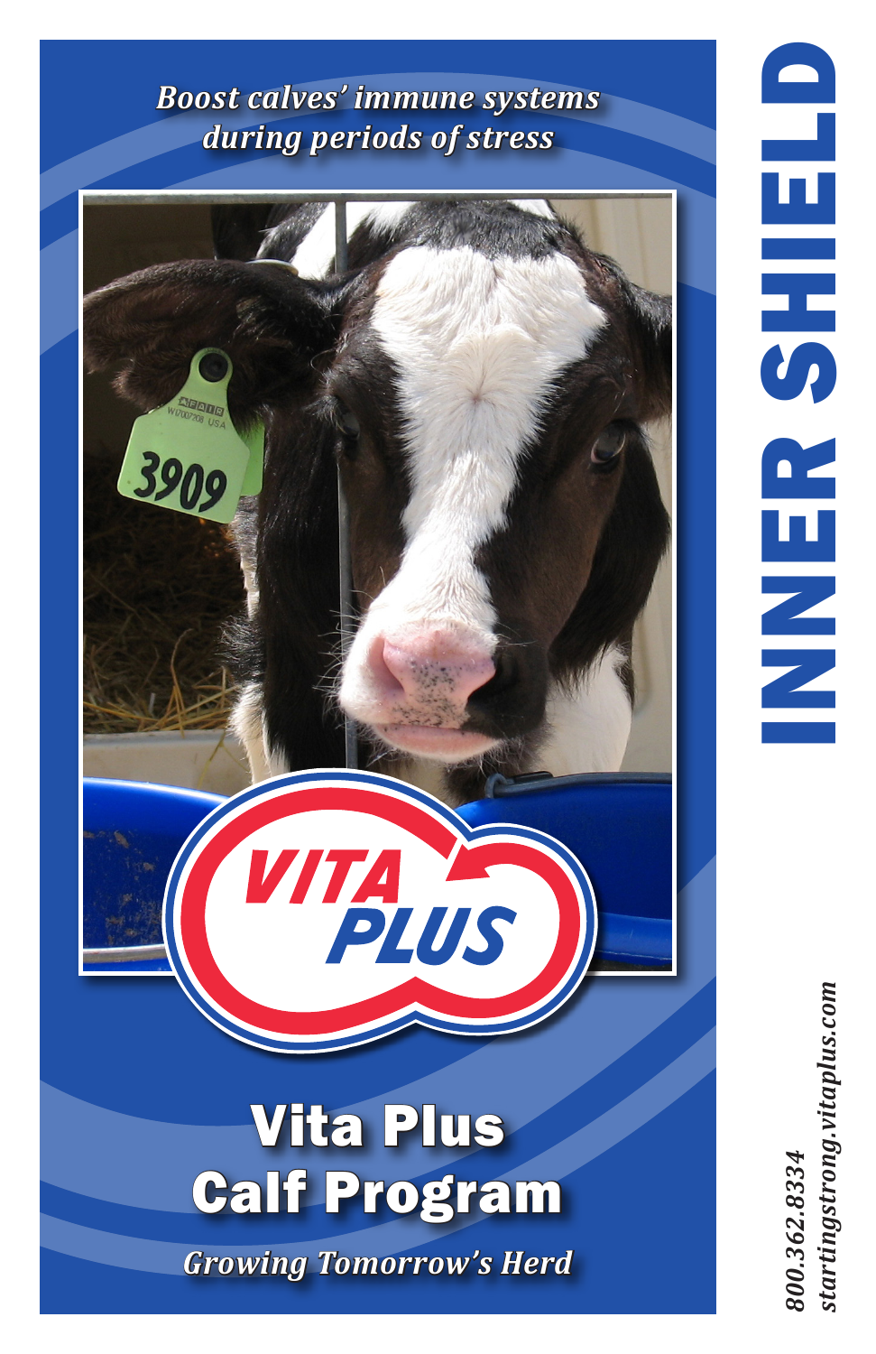*Boost calves' immune systems during periods of stress*

# INNER SHIELD

## Vita Plus Calf Program

*Growing Tomorrow's Herd*

*800.362.8334*
*startingstrong.vitaplus.com*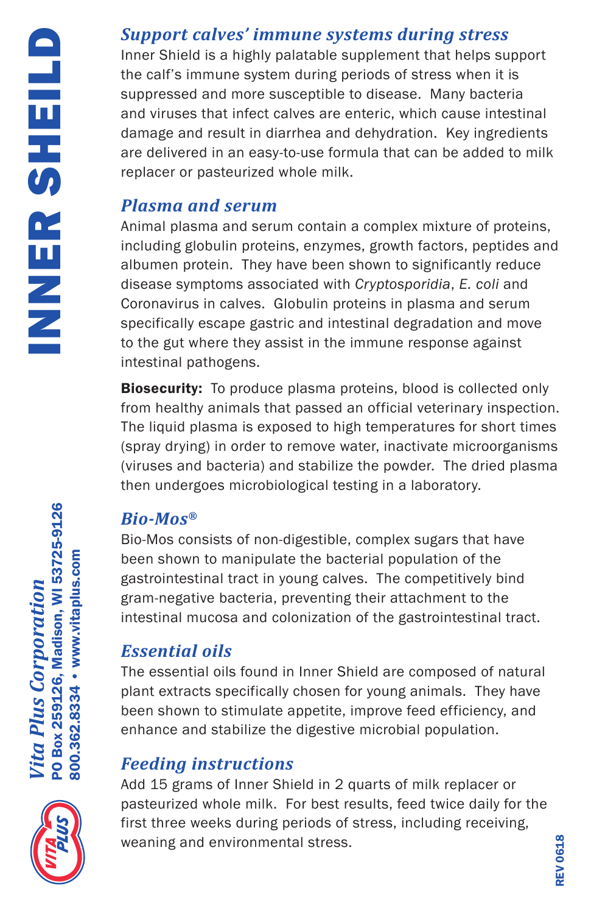# INNER SHEILD

## Support calves' immune systems during stress

Inner Shield is a highly palatable supplement that helps support the calf's immune system during periods of stress when it is suppressed and more susceptible to disease. Many bacteria and viruses that infect calves are enteric, which cause intestinal damage and result in diarrhea and dehydration. Key ingredients are delivered in an easy-to-use formula that can be added to milk replacer or pasteurized whole milk.

## Plasma and serum

Animal plasma and serum contain a complex mixture of proteins, including globulin proteins, enzymes, growth factors, peptides and albumen protein. They have been shown to significantly reduce disease symptoms associated with *Cryptosporidia*, *E. coli* and Coronavirus in calves. Globulin proteins in plasma and serum specifically escape gastric and intestinal degradation and move to the gut where they assist in the immune response against intestinal pathogens.

**Biosecurity:** To produce plasma proteins, blood is collected only from healthy animals that passed an official veterinary inspection. The liquid plasma is exposed to high temperatures for short times (spray drying) in order to remove water, inactivate microorganisms (viruses and bacteria) and stabilize the powder. The dried plasma then undergoes microbiological testing in a laboratory.

## Bio-Mos®

Bio-Mos consists of non-digestible, complex sugars that have been shown to manipulate the bacterial population of the gastrointestinal tract in young calves. The competitively bind gram-negative bacteria, preventing their attachment to the intestinal mucosa and colonization of the gastrointestinal tract.

## Essential oils

The essential oils found in Inner Shield are composed of natural plant extracts specifically chosen for young animals. They have been shown to stimulate appetite, improve feed efficiency, and enhance and stabilize the digestive microbial population.

## Feeding instructions

Add 15 grams of Inner Shield in 2 quarts of milk replacer or pasteurized whole milk. For best results, feed twice daily for the first three weeks during periods of stress, including receiving, weaning and environmental stress.

*Vita Plus Corporation*
PO Box 259126, Madison, WI 53725-9126
800.362.8334 • www.vitaplus.com

REV 0618